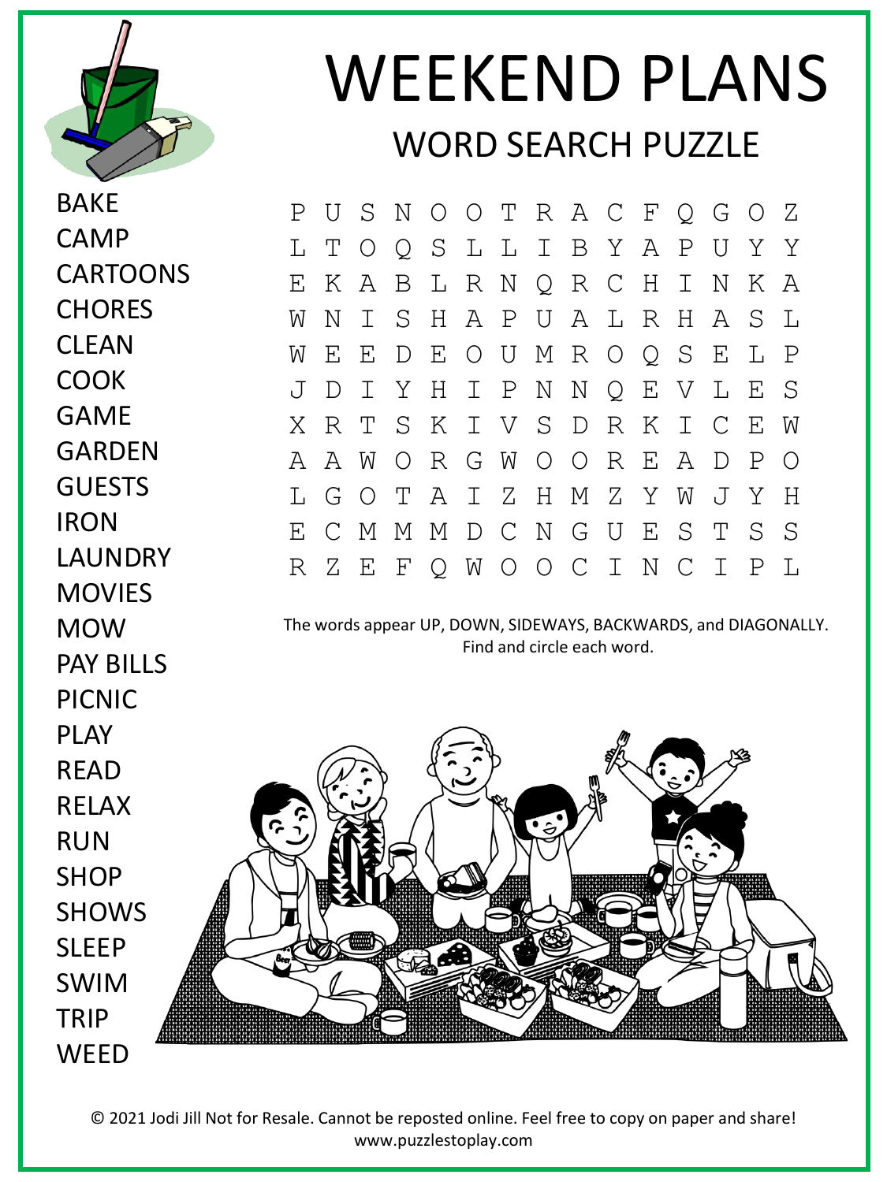# WEEKEND PLANS

## WORD SEARCH PUZZLE

BAKE
CAMP
CARTOONS
CHORES
CLEAN
COOK
GAME
GARDEN
GUESTS
IRON
LAUNDRY
MOVIES
MOW
PAY BILLS
PICNIC
PLAY
READ
RELAX
RUN
SHOP
SHOWS
SLEEP
SWIM
TRIP
WEED

```
P U S N O O T R A C F Q G O Z
L T O Q S L L I B Y A P U Y Y
E K A B L R N Q R C H I N K A
W N I S H A P U A L R H A S L
W E E D E O U M R O Q S E L P
J D I Y H I P N N Q E V L E S
X R T S K I V S D R K I C E W
A A W O R G W O O R E A D P O
L G O T A I Z H M Z Y W J Y H
E C M M M D C N G U E S T S S
R Z E F Q W O O C I N C I P L
```

The words appear UP, DOWN, SIDEWAYS, BACKWARDS, and DIAGONALLY. Find and circle each word.

© 2021 Jodi Jill Not for Resale. Cannot be reposted online. Feel free to copy on paper and share! www.puzzlestoplay.com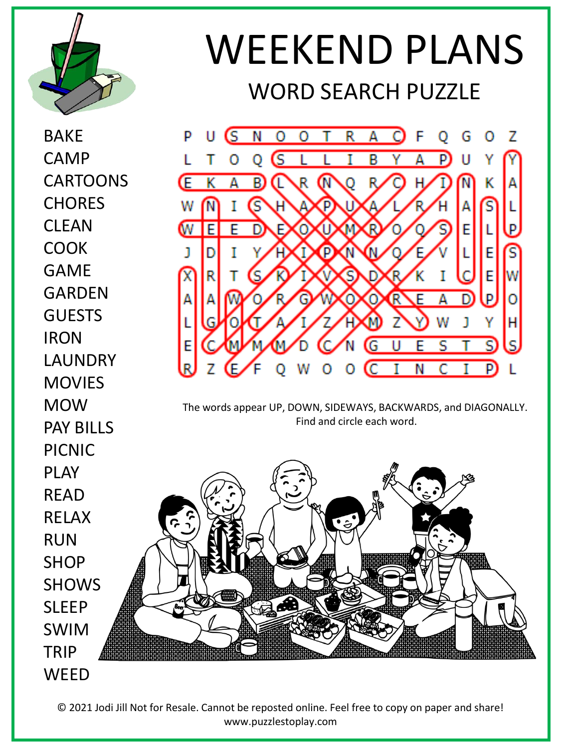# WEEKEND PLANS

## WORD SEARCH PUZZLE

BAKE
CAMP
CARTOONS
CHORES
CLEAN
COOK
GAME
GARDEN
GUESTS
IRON
LAUNDRY
MOVIES
MOW
PAY BILLS
PICNIC
PLAY
READ
RELAX
RUN
SHOP
SHOWS
SLEEP
SWIM
TRIP
WEED

| | | | | | | | | | | | | | | |
|---|---|---|---|---|---|---|---|---|---|---|---|---|---|---|
| P | U | S | N | O | O | T | R | A | C | F | Q | G | O | Z |
| L | T | O | Q | S | L | L | I | B | Y | A | P | U | Y | Y |
| E | K | A | B | L | R | N | Q | R | C | H | I | N | K | A |
| W | N | I | S | H | A | P | U | A | L | R | H | A | S | L |
| W | E | E | D | E | O | U | M | R | O | Q | S | E | L | P |
| J | D | I | Y | H | I | P | N | N | Q | E | V | L | E | S |
| X | R | T | S | K | I | V | S | D | R | K | I | C | E | W |
| A | A | W | O | R | G | W | O | O | R | E | A | D | P | O |
| L | G | O | T | A | I | Z | H | M | Z | Y | W | J | Y | H |
| E | C | M | M | M | D | C | N | G | U | E | S | T | S | S |
| R | Z | E | F | Q | W | O | O | C | I | N | C | I | P | L |

The words appear UP, DOWN, SIDEWAYS, BACKWARDS, and DIAGONALLY.
Find and circle each word.

© 2021 Jodi Jill Not for Resale. Cannot be reposted online. Feel free to copy on paper and share!
www.puzzlestoplay.com